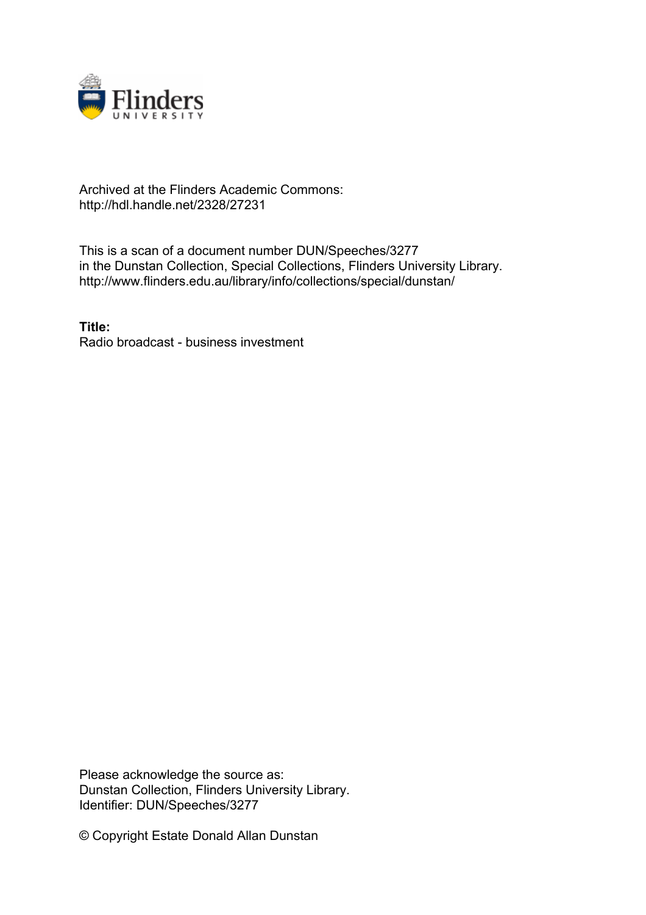Archived at the Flinders Academic Commons:
http://hdl.handle.net/2328/27231

This is a scan of a document number DUN/Speeches/3277
in the Dunstan Collection, Special Collections, Flinders University Library.
http://www.flinders.edu.au/library/info/collections/special/dunstan/

**Title:**
Radio broadcast - business investment

Please acknowledge the source as:
Dunstan Collection, Flinders University Library.
Identifier: DUN/Speeches/3277

© Copyright Estate Donald Allan Dunstan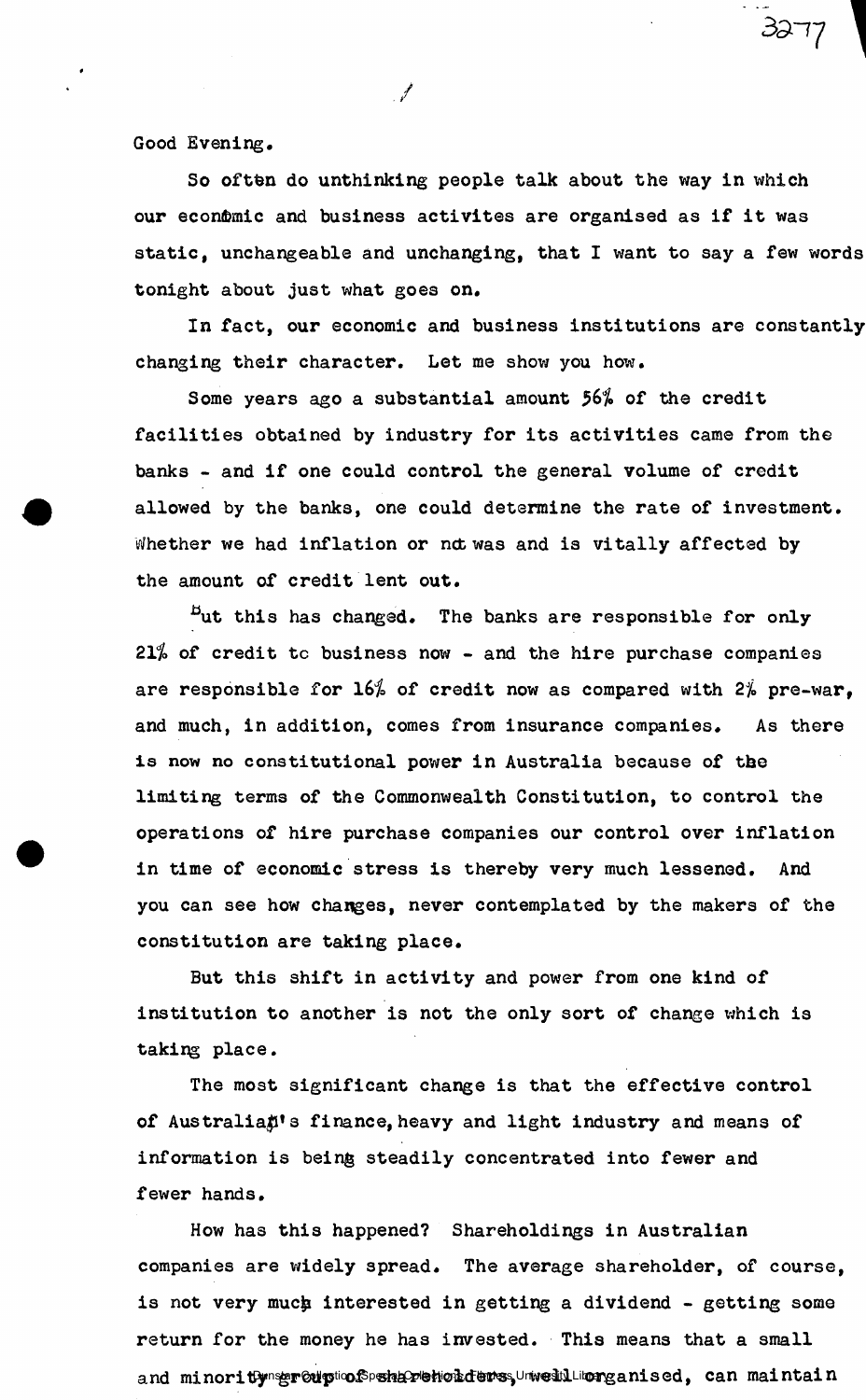Good Evening.

So often do unthinking people talk about the way in which our economic and business activites are organised as if it was static, unchangeable and unchanging, that I want to say a few words tonight about just what goes on.

In fact, our economic and business institutions are constantly changing their character. Let me show you how.

Some years ago a substantial amount 56% of the credit facilities obtained by industry for its activities came from the banks - and if one could control the general volume of credit allowed by the banks, one could determine the rate of investment. Whether we had inflation or not was and is vitally affected by the amount of credit lent out.

But this has changed. The banks are responsible for only 21% of credit to business now - and the hire purchase companies are responsible for 16% of credit now as compared with 2% pre-war, and much, in addition, comes from insurance companies. As there is now no constitutional power in Australia because of the limiting terms of the Commonwealth Constitution, to control the operations of hire purchase companies our control over inflation in time of economic stress is thereby very much lessened. And you can see how changes, never contemplated by the makers of the constitution are taking place.

But this shift in activity and power from one kind of institution to another is not the only sort of change which is taking place.

The most significant change is that the effective control of Australia's finance, heavy and light industry and means of information is being steadily concentrated into fewer and fewer hands.

How has this happened? Shareholdings in Australian companies are widely spread. The average shareholder, of course, is not very much interested in getting a dividend - getting some return for the money he has invested. This means that a small and minority group of shareholders, well organised, can maintain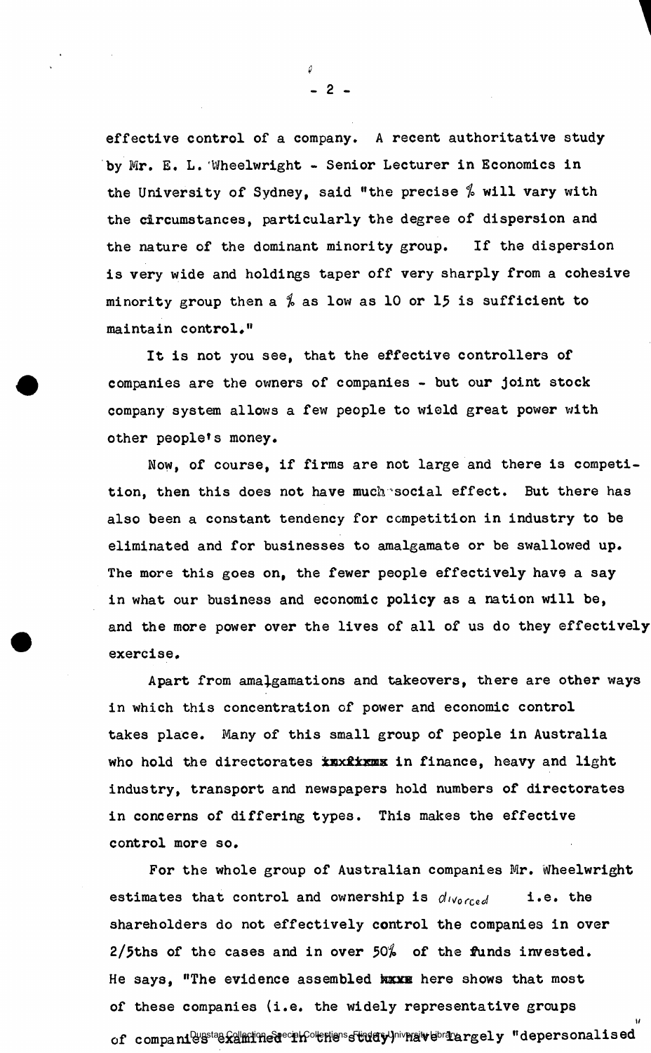effective control of a company. A recent authoritative study by Mr. E. L. Wheelwright - Senior Lecturer in Economics in the University of Sydney, said "the precise % will vary with the circumstances, particularly the degree of dispersion and the nature of the dominant minority group. If the dispersion is very wide and holdings taper off very sharply from a cohesive minority group then a % as low as 10 or 15 is sufficient to maintain control."

It is not you see, that the effective controllers of companies are the owners of companies - but our joint stock company system allows a few people to wield great power with other people's money.

Now, of course, if firms are not large and there is competition, then this does not have much social effect. But there has also been a constant tendency for competition in industry to be eliminated and for businesses to amalgamate or be swallowed up. The more this goes on, the fewer people effectively have a say in what our business and economic policy as a nation will be, and the more power over the lives of all of us do they effectively exercise.

Apart from amalgamations and takeovers, there are other ways in which this concentration of power and economic control takes place. Many of this small group of people in Australia who hold the directorates ~~in firms~~ in finance, heavy and light industry, transport and newspapers hold numbers of directorates in concerns of differing types. This makes the effective control more so.

For the whole group of Australian companies Mr. Wheelwright estimates that control and ownership is *divorced* i.e. the shareholders do not effectively control the companies in over 2/5ths of the cases and in over 50% of the funds invested. He says, "The evidence assembled ~~here~~ here shows that most of these companies (i.e. the widely representative groups of companies examined in the study) have largely "depersonalised"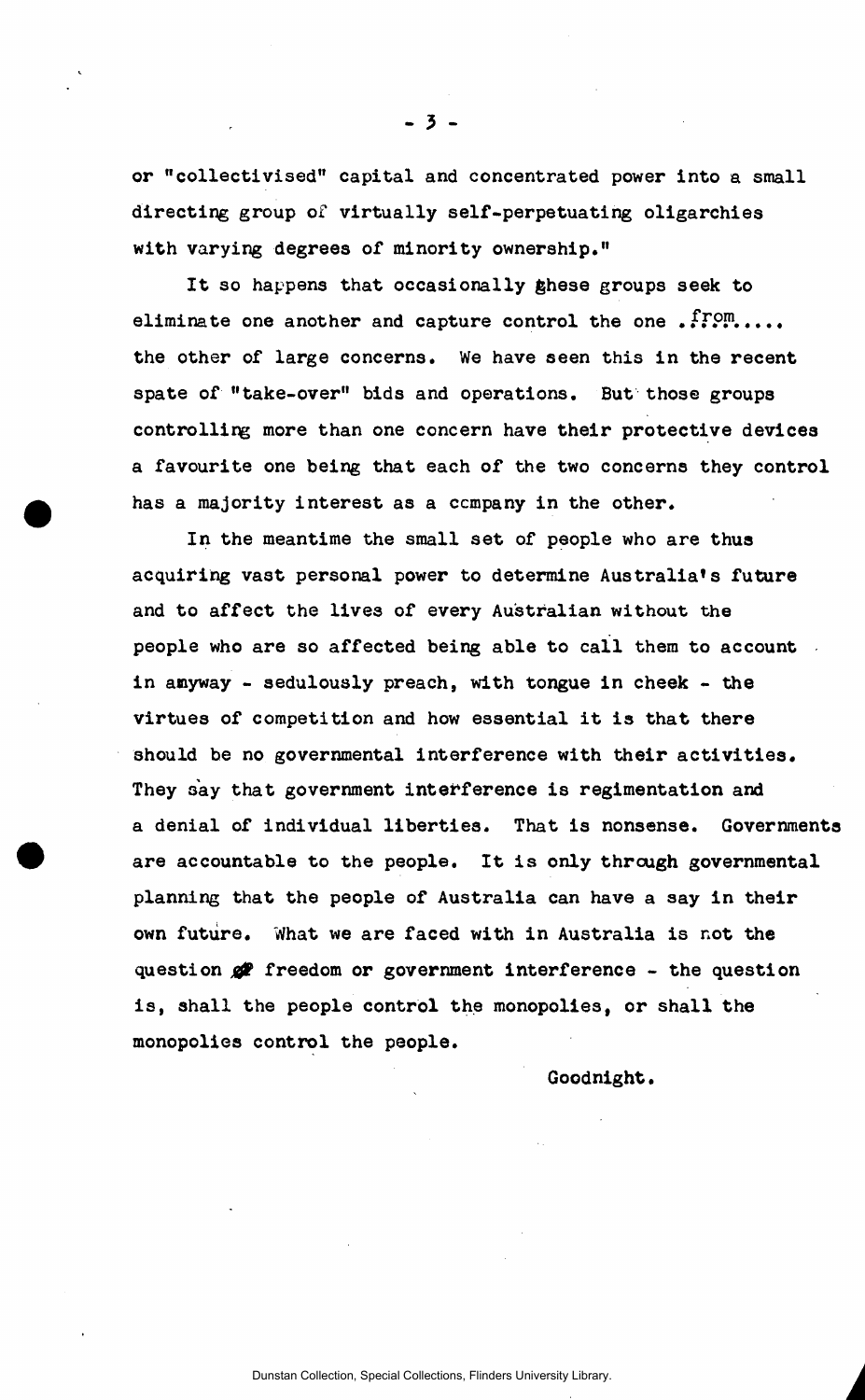or "collectivised" capital and concentrated power into a small directing group of virtually self-perpetuating oligarchies with varying degrees of minority ownership."

It so happens that occasionally these groups seek to eliminate one another and capture control the one from the other of large concerns. We have seen this in the recent spate of "take-over" bids and operations. But those groups controlling more than one concern have their protective devices a favourite one being that each of the two concerns they control has a majority interest as a company in the other.

In the meantime the small set of people who are thus acquiring vast personal power to determine Australia's future and to affect the lives of every Australian without the people who are so affected being able to call them to account in anyway - sedulously preach, with tongue in cheek - the virtues of competition and how essential it is that there should be no governmental interference with their activities. They say that government interference is regimentation and a denial of individual liberties. That is nonsense. Governments are accountable to the people. It is only through governmental planning that the people of Australia can have a say in their own future. What we are faced with in Australia is not the question freedom or government interference - the question is, shall the people control the monopolies, or shall the monopolies control the people.

Goodnight.

Dunstan Collection, Special Collections, Flinders University Library.